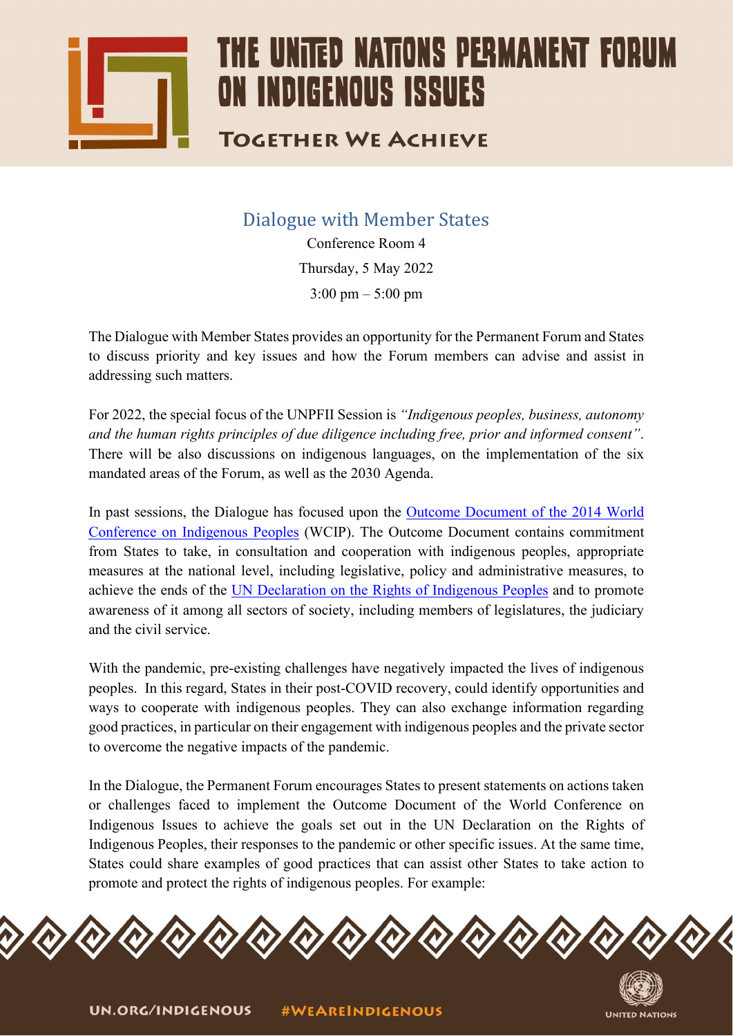# THE UNITED NATIONS PERMANENT FORUM ON INDIGENOUS ISSUES

**TOGETHER WE ACHIEVE**

## Dialogue with Member States

Conference Room 4

Thursday, 5 May 2022

3:00 pm – 5:00 pm

The Dialogue with Member States provides an opportunity for the Permanent Forum and States to discuss priority and key issues and how the Forum members can advise and assist in addressing such matters.

For 2022, the special focus of the UNPFII Session is *"Indigenous peoples, business, autonomy and the human rights principles of due diligence including free, prior and informed consent"*. There will be also discussions on indigenous languages, on the implementation of the six mandated areas of the Forum, as well as the 2030 Agenda.

In past sessions, the Dialogue has focused upon the Outcome Document of the 2014 World Conference on Indigenous Peoples (WCIP). The Outcome Document contains commitment from States to take, in consultation and cooperation with indigenous peoples, appropriate measures at the national level, including legislative, policy and administrative measures, to achieve the ends of the UN Declaration on the Rights of Indigenous Peoples and to promote awareness of it among all sectors of society, including members of legislatures, the judiciary and the civil service.

With the pandemic, pre-existing challenges have negatively impacted the lives of indigenous peoples. In this regard, States in their post-COVID recovery, could identify opportunities and ways to cooperate with indigenous peoples. They can also exchange information regarding good practices, in particular on their engagement with indigenous peoples and the private sector to overcome the negative impacts of the pandemic.

In the Dialogue, the Permanent Forum encourages States to present statements on actions taken or challenges faced to implement the Outcome Document of the World Conference on Indigenous Issues to achieve the goals set out in the UN Declaration on the Rights of Indigenous Peoples, their responses to the pandemic or other specific issues. At the same time, States could share examples of good practices that can assist other States to take action to promote and protect the rights of indigenous peoples. For example: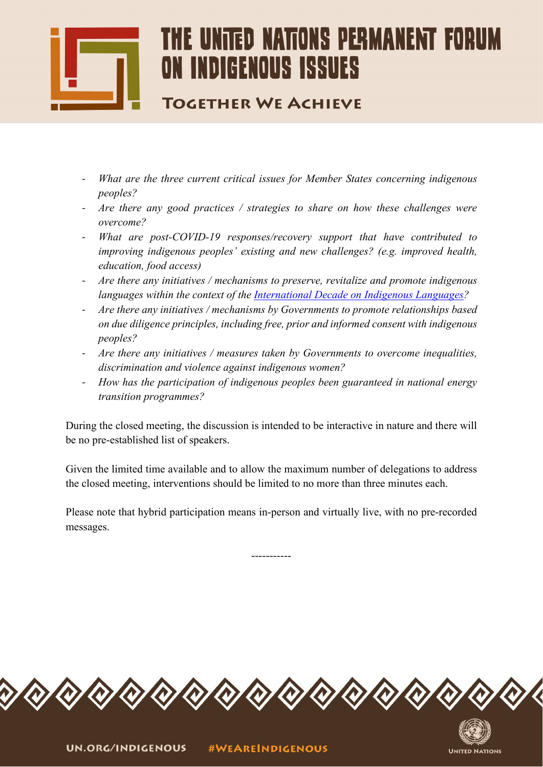- *What are the three current critical issues for Member States concerning indigenous peoples?*
- *Are there any good practices / strategies to share on how these challenges were overcome?*
- *What are post-COVID-19 responses/recovery support that have contributed to improving indigenous peoples' existing and new challenges? (e.g. improved health, education, food access)*
- *Are there any initiatives / mechanisms to preserve, revitalize and promote indigenous languages within the context of the [International Decade on Indigenous Languages](https://)?*
- *Are there any initiatives / mechanisms by Governments to promote relationships based on due diligence principles, including free, prior and informed consent with indigenous peoples?*
- *Are there any initiatives / measures taken by Governments to overcome inequalities, discrimination and violence against indigenous women?*
- *How has the participation of indigenous peoples been guaranteed in national energy transition programmes?*

During the closed meeting, the discussion is intended to be interactive in nature and there will be no pre-established list of speakers.

Given the limited time available and to allow the maximum number of delegations to address the closed meeting, interventions should be limited to no more than three minutes each.

Please note that hybrid participation means in-person and virtually live, with no pre-recorded messages.

-----------